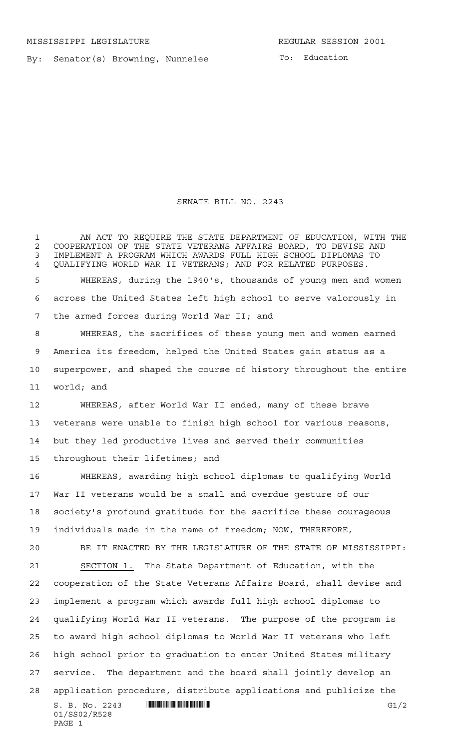MISSISSIPPI LEGISLATURE REGULAR SESSION 2001

By: Senator(s) Browning, Nunnelee

To: Education

# SENATE BILL NO. 2243

AN ACT TO REQUIRE THE STATE DEPARTMENT OF EDUCATION, WITH THE COOPERATION OF THE STATE VETERANS AFFAIRS BOARD, TO DEVISE AND IMPLEMENT A PROGRAM WHICH AWARDS FULL HIGH SCHOOL DIPLOMAS TO QUALIFYING WORLD WAR II VETERANS; AND FOR RELATED PURPOSES.

WHEREAS, during the 1940's, thousands of young men and women across the United States left high school to serve valorously in the armed forces during World War II; and

WHEREAS, the sacrifices of these young men and women earned America its freedom, helped the United States gain status as a superpower, and shaped the course of history throughout the entire world; and

WHEREAS, after World War II ended, many of these brave veterans were unable to finish high school for various reasons, but they led productive lives and served their communities throughout their lifetimes; and

WHEREAS, awarding high school diplomas to qualifying World War II veterans would be a small and overdue gesture of our society's profound gratitude for the sacrifice these courageous individuals made in the name of freedom; NOW, THEREFORE,

BE IT ENACTED BY THE LEGISLATURE OF THE STATE OF MISSISSIPPI:

SECTION 1. The State Department of Education, with the cooperation of the State Veterans Affairs Board, shall devise and implement a program which awards full high school diplomas to qualifying World War II veterans. The purpose of the program is to award high school diplomas to World War II veterans who left high school prior to graduation to enter United States military service. The department and the board shall jointly develop an application procedure, distribute applications and publicize the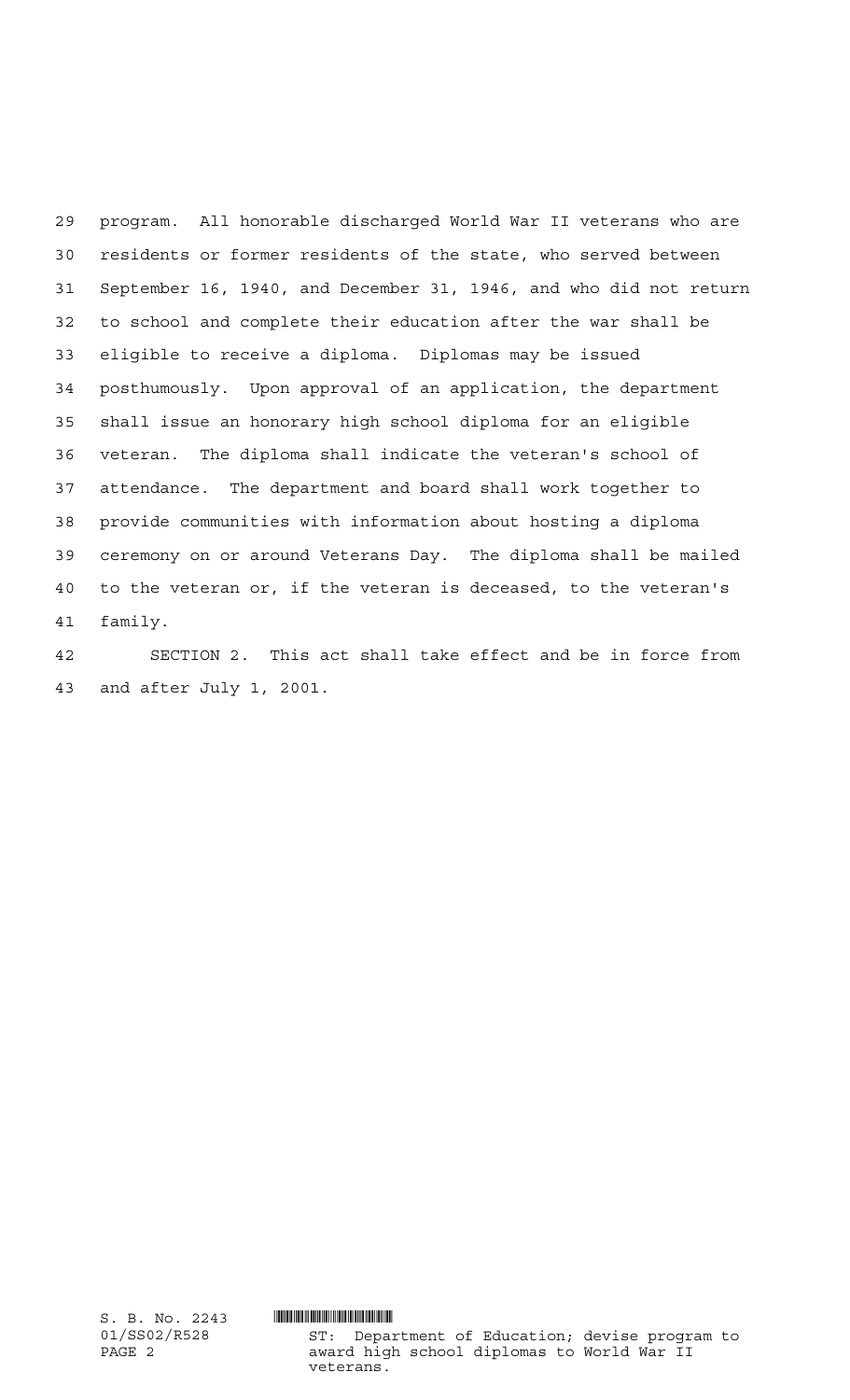program. All honorable discharged World War II veterans who are residents or former residents of the state, who served between September 16, 1940, and December 31, 1946, and who did not return to school and complete their education after the war shall be eligible to receive a diploma. Diplomas may be issued posthumously. Upon approval of an application, the department shall issue an honorary high school diploma for an eligible veteran. The diploma shall indicate the veteran's school of attendance. The department and board shall work together to provide communities with information about hosting a diploma ceremony on or around Veterans Day. The diploma shall be mailed to the veteran or, if the veteran is deceased, to the veteran's family.

SECTION 2. This act shall take effect and be in force from and after July 1, 2001.

S. B. No. 2243
01/SS02/R528

ST: Department of Education; devise program to award high school diplomas to World War II veterans.